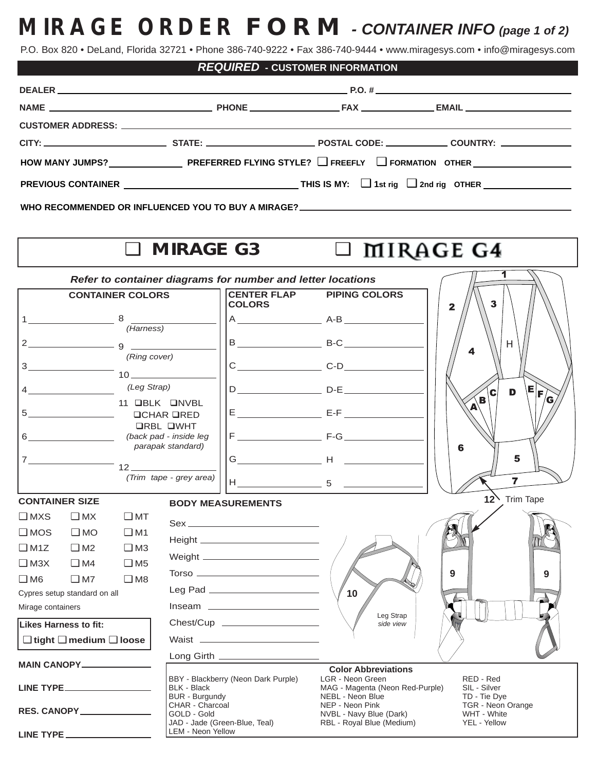# MIRAGE ORDER FORM - *CONTAINER INFO (page 1 of 2)*

P.O. Box 820 • DeLand, Florida 32721 • Phone 386-740-9222 • Fax 386-740-9444 • www.miragesys.com • info@miragesys.com

## *REQUIRED* - CUSTOMER INFORMATION

**DEALER** ______________________ **P.O. #** ______________________

**NAME** ______________ **PHONE** ______________ **FAX** ______________ **EMAIL** ______________

**CUSTOMER ADDRESS:** ______________________

**CITY:** ______________ **STATE:** ______________ **POSTAL CODE:** ______________ **COUNTRY:** ______________

**HOW MANY JUMPS?** ______________ **PREFERRED FLYING STYLE?** ❑ **FREEFLY** ❑ **FORMATION** **OTHER** ______________

**PREVIOUS CONTAINER** ______________ **THIS IS MY:** ❑ **1st rig** ❑ **2nd rig** **OTHER** ______________

**WHO RECOMMENDED OR INFLUENCED YOU TO BUY A MIRAGE?** ______________________

## ❑ MIRAGE G3 ❑ MIRAGE G4

*Refer to container diagrams for number and letter locations*

| CONTAINER COLORS | | CENTER FLAP COLORS | PIPING COLORS |
|---|---|---|---|
| 1 ______ | 8 ______ *(Harness)* | A ______ | A-B ______ |
| 2 ______ | 9 ______ *(Ring cover)* | B ______ | B-C ______ |
| 3 ______ | 10 ______ *(Leg Strap)* | C ______ | C-D ______ |
| 4 ______ | 11 ❑BLK ❑NVBL ❑CHAR ❑RED ❑RBL ❑WHT *(back pad - inside leg parapak standard)* | D ______ | D-E ______ |
| 5 ______ | | E ______ | E-F ______ |
| 6 ______ | | F ______ | F-G ______ |
| 7 ______ | 12 ______ *(Trim tape - grey area)* | G ______ | H ______ |
| | | H ______ | 5 ______ |

12 Trim Tape

Leg Strap *side view*

**CONTAINER SIZE**

❑ MXS ❑ MX ❑ MT
❑ MOS ❑ MO ❑ M1
❑ M1Z ❑ M2 ❑ M3
❑ M3X ❑ M4 ❑ M5
❑ M6 ❑ M7 ❑ M8

Cypres setup standard on all Mirage containers

**Likes Harness to fit:**
❑ **tight** ❑ **medium** ❑ **loose**

**MAIN CANOPY** ______________

**LINE TYPE** ______________

**RES. CANOPY** ______________

**LINE TYPE** ______________

**BODY MEASUREMENTS**

Sex ______________
Height ______________
Weight ______________
Torso ______________
Leg Pad ______________
Inseam ______________
Chest/Cup ______________
Waist ______________
Long Girth ______________

**Color Abbreviations**

| | | |
|---|---|---|
| BBY - Blackberry (Neon Dark Purple) | LGR - Neon Green | RED - Red |
| BLK - Black | MAG - Magenta (Neon Red-Purple) | SIL - Silver |
| BUR - Burgundy | NEBL - Neon Blue | TD - Tie Dye |
| CHAR - Charcoal | NEP - Neon Pink | TGR - Neon Orange |
| GOLD - Gold | NVBL - Navy Blue (Dark) | WHT - White |
| JAD - Jade (Green-Blue, Teal) | RBL - Royal Blue (Medium) | YEL - Yellow |
| LEM - Neon Yellow | | |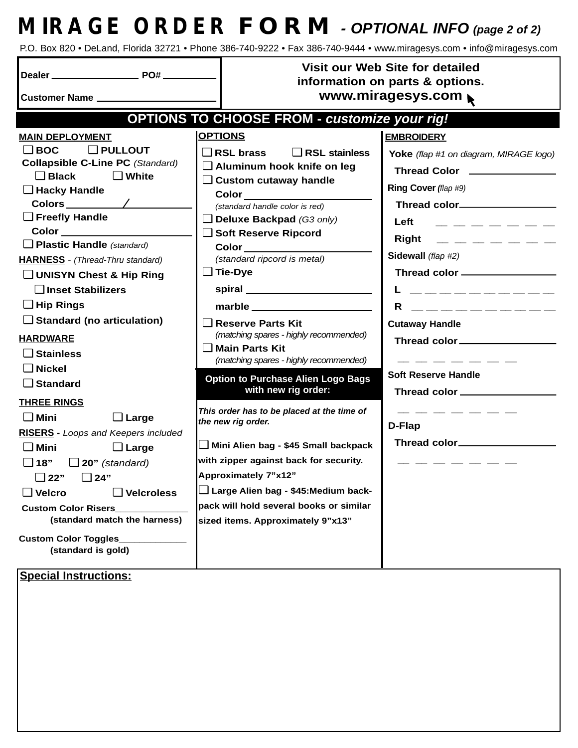# MIRAGE ORDER FORM *- OPTIONAL INFO (page 2 of 2)*

P.O. Box 820 • DeLand, Florida 32721 • Phone 386-740-9222 • Fax 386-740-9444 • www.miragesys.com • info@miragesys.com

**Dealer** ________________ **PO#** __________

**Customer Name** ____________________

**Visit our Web Site for detailed information on parts & options.**
**www.miragesys.com**

## OPTIONS TO CHOOSE FROM - *customize your rig!*

### MAIN DEPLOYMENT

❑ **BOC** ❑ **PULLOUT**

**Collapsible C-Line PC** *(Standard)*

❑ **Black** ❑ **White**

❑ **Hacky Handle**

**Colors** __________/__________

❑ **Freefly Handle**

**Color** ______________________

❑ **Plastic Handle** *(standard)*

### HARNESS - *(Thread-Thru standard)*

❑ **UNISYN Chest & Hip Ring**

❑ **Inset Stabilizers**

❑ **Hip Rings**

❑ **Standard (no articulation)**

### HARDWARE

❑ **Stainless**

❑ **Nickel**

❑ **Standard**

### THREE RINGS

❑ **Mini** ❑ **Large**

### RISERS - *Loops and Keepers included*

❑ **Mini** ❑ **Large**

❑ **18”** ❑ **20”** *(standard)*

❑ **22”** ❑ **24”**

❑ **Velcro** ❑ **Velcroless**

**Custom Color Risers**______________
**(standard match the harness)**

**Custom Color Toggles**_____________
**(standard is gold)**

### OPTIONS

❑ **RSL brass** ❑ **RSL stainless**

❑ **Aluminum hook knife on leg**

❑ **Custom cutaway handle**

**Color** ______________________
*(standard handle color is red)*

❑ **Deluxe Backpad** *(G3 only)*

❑ **Soft Reserve Ripcord**

**Color** ______________________
*(standard ripcord is metal)*

❑ **Tie-Dye**

**spiral** ______________________

**marble** ______________________

❑ **Reserve Parts Kit**
*(matching spares - highly recommended)*

❑ **Main Parts Kit**
*(matching spares - highly recommended)*

**Option to Purchase Alien Logo Bags with new rig order:**

***This order has to be placed at the time of the new rig order.***

❑ **Mini Alien bag - $45 Small backpack with zipper against back for security. Approximately 7”x12”**

❑ **Large Alien bag - $45:Medium back-pack will hold several books or similar sized items. Approximately 9”x13”**

### EMBROIDERY

**Yoke** *(flap #1 on diagram, MIRAGE logo)*

**Thread Color** ______________

**Ring Cover** *(flap #9)*

**Thread color** ______________

**Left** _ _ _ _ _ _ _

**Right** _ _ _ _ _ _ _

**Sidewall** *(flap #2)*

**Thread color** ______________

**L** _ _ _ _ _ _ _ _ _ _ _

**R** _ _ _ _ _ _ _ _ _ _ _

**Cutaway Handle**

**Thread color** ______________

_ _ _ _ _ _ _

**Soft Reserve Handle**

**Thread color** ______________

_ _ _ _ _ _ _

**D-Flap**

**Thread color** ______________

_ _ _ _ _ _ _

**Special Instructions:**